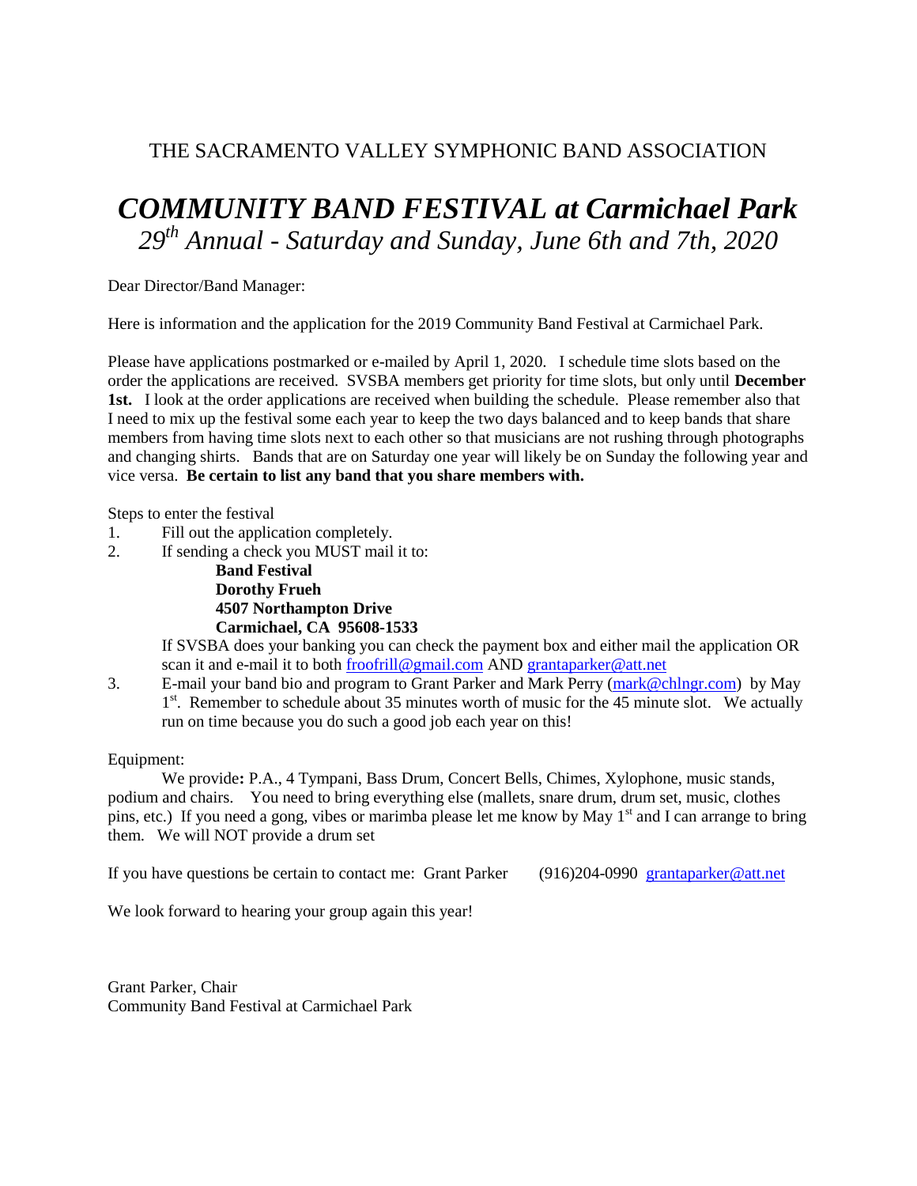THE SACRAMENTO VALLEY SYMPHONIC BAND ASSOCIATION

# *COMMUNITY BAND FESTIVAL at Carmichael Park*

*29th Annual - Saturday and Sunday, June 6th and 7th, 2020*

Dear Director/Band Manager:

Here is information and the application for the 2019 Community Band Festival at Carmichael Park.

Please have applications postmarked or e-mailed by April 1, 2020. I schedule time slots based on the order the applications are received. SVSBA members get priority for time slots, but only until **December 1st.** I look at the order applications are received when building the schedule. Please remember also that I need to mix up the festival some each year to keep the two days balanced and to keep bands that share members from having time slots next to each other so that musicians are not rushing through photographs and changing shirts. Bands that are on Saturday one year will likely be on Sunday the following year and vice versa. **Be certain to list any band that you share members with.**

Steps to enter the festival

1. Fill out the application completely.
2. If sending a check you MUST mail it to:

   **Band Festival**
   **Dorothy Frueh**
   **4507 Northampton Drive**
   **Carmichael, CA 95608-1533**

   If SVSBA does your banking you can check the payment box and either mail the application OR scan it and e-mail it to both froofrill@gmail.com AND grantaparker@att.net
3. E-mail your band bio and program to Grant Parker and Mark Perry (mark@chlngr.com) by May 1st. Remember to schedule about 35 minutes worth of music for the 45 minute slot. We actually run on time because you do such a good job each year on this!

Equipment:

We provide**:** P.A., 4 Tympani, Bass Drum, Concert Bells, Chimes, Xylophone, music stands, podium and chairs. You need to bring everything else (mallets, snare drum, drum set, music, clothes pins, etc.) If you need a gong, vibes or marimba please let me know by May 1st and I can arrange to bring them. We will NOT provide a drum set

If you have questions be certain to contact me: Grant Parker (916)204-0990 grantaparker@att.net

We look forward to hearing your group again this year!

Grant Parker, Chair
Community Band Festival at Carmichael Park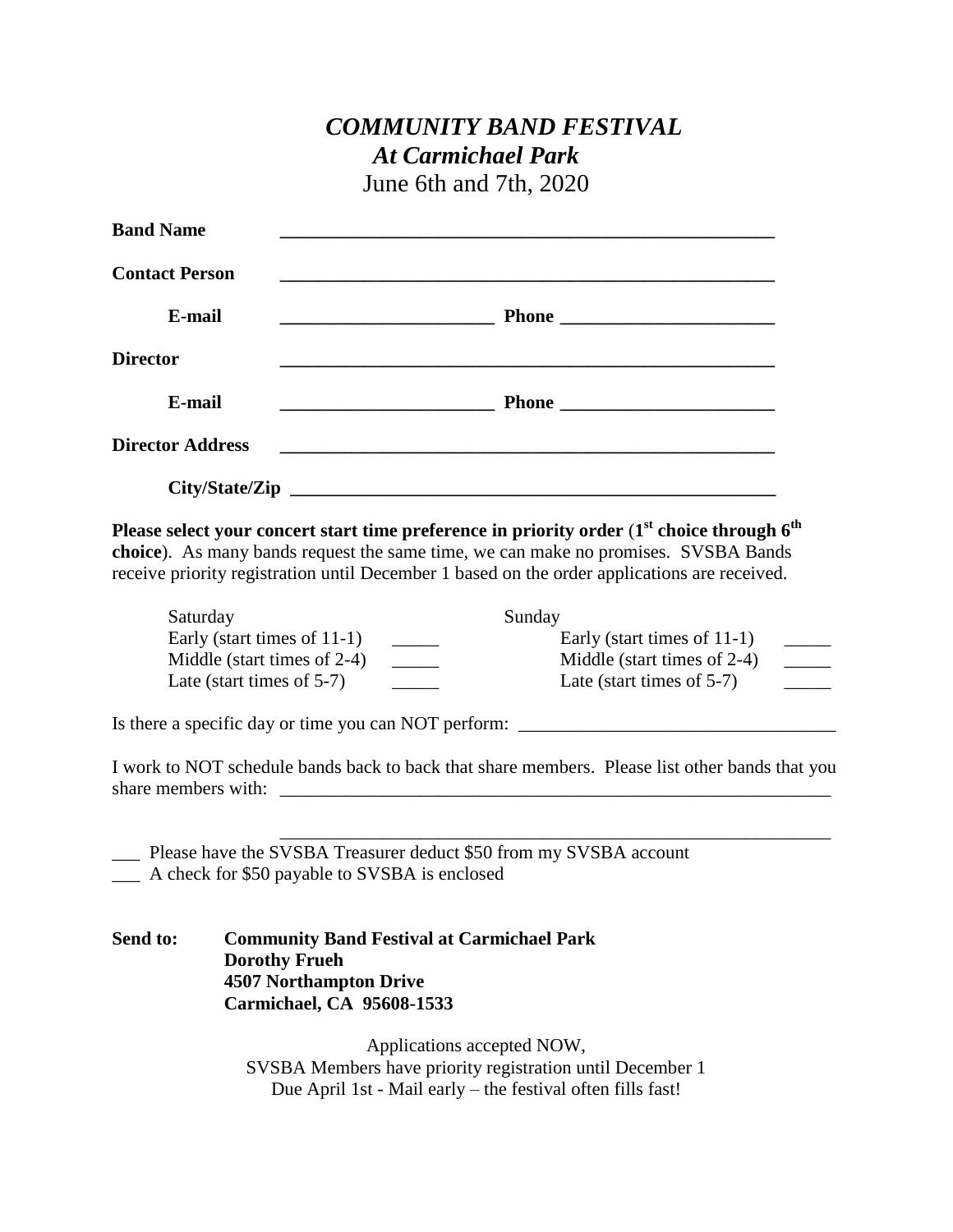# *COMMUNITY BAND FESTIVAL*
## *At Carmichael Park*
June 6th and 7th, 2020

**Band Name** _______________________________________________

**Contact Person** _______________________________________________

**E-mail** ______________________ **Phone** ______________________

**Director** _______________________________________________

**E-mail** ______________________ **Phone** ______________________

**Director Address** _______________________________________________

**City/State/Zip** _______________________________________________

**Please select your concert start time preference in priority order** (**1st choice through 6th choice**). As many bands request the same time, we can make no promises. SVSBA Bands receive priority registration until December 1 based on the order applications are received.

| Saturday | | Sunday | |
|---|---|---|---|
| Early (start times of 11-1) | _____ | Early (start times of 11-1) | _____ |
| Middle (start times of 2-4) | _____ | Middle (start times of 2-4) | _____ |
| Late (start times of 5-7) | _____ | Late (start times of 5-7) | _____ |

Is there a specific day or time you can NOT perform: ______________________________

I work to NOT schedule bands back to back that share members. Please list other bands that you share members with: ______________________________________________________

______________________________________________________

___ Please have the SVSBA Treasurer deduct $50 from my SVSBA account
___ A check for $50 payable to SVSBA is enclosed

**Send to:** **Community Band Festival at Carmichael Park**
**Dorothy Frueh**
**4507 Northampton Drive**
**Carmichael, CA 95608-1533**

Applications accepted NOW,
SVSBA Members have priority registration until December 1
Due April 1st - Mail early – the festival often fills fast!